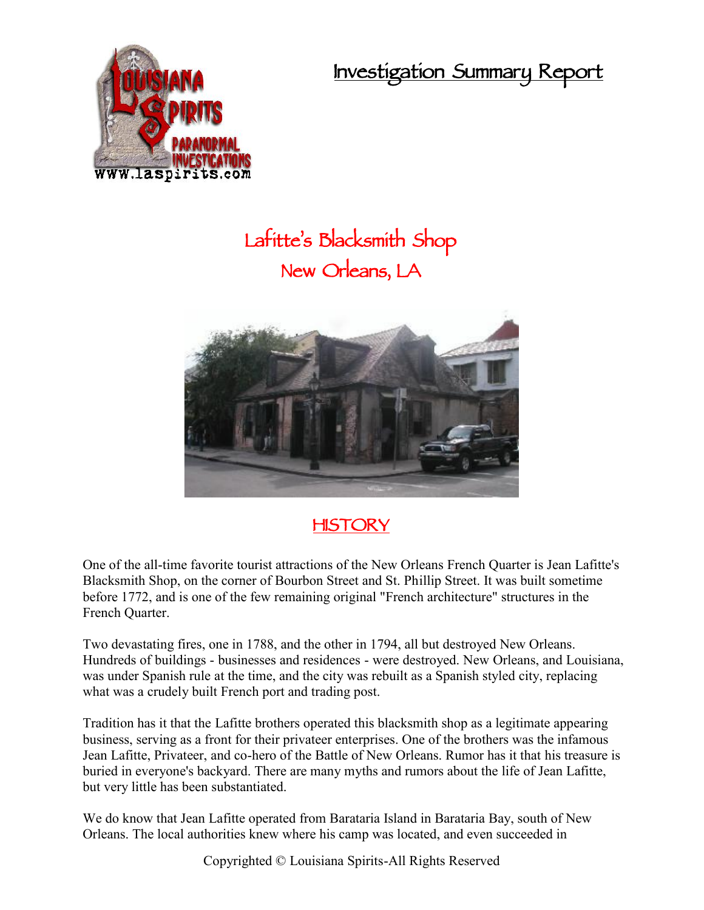# Investigation Summary Report

## Lafitte's Blacksmith Shop
## New Orleans, LA

## HISTORY

One of the all-time favorite tourist attractions of the New Orleans French Quarter is Jean Lafitte's Blacksmith Shop, on the corner of Bourbon Street and St. Phillip Street. It was built sometime before 1772, and is one of the few remaining original "French architecture" structures in the French Quarter.

Two devastating fires, one in 1788, and the other in 1794, all but destroyed New Orleans. Hundreds of buildings - businesses and residences - were destroyed. New Orleans, and Louisiana, was under Spanish rule at the time, and the city was rebuilt as a Spanish styled city, replacing what was a crudely built French port and trading post.

Tradition has it that the Lafitte brothers operated this blacksmith shop as a legitimate appearing business, serving as a front for their privateer enterprises. One of the brothers was the infamous Jean Lafitte, Privateer, and co-hero of the Battle of New Orleans. Rumor has it that his treasure is buried in everyone's backyard. There are many myths and rumors about the life of Jean Lafitte, but very little has been substantiated.

We do know that Jean Lafitte operated from Barataria Island in Barataria Bay, south of New Orleans. The local authorities knew where his camp was located, and even succeeded in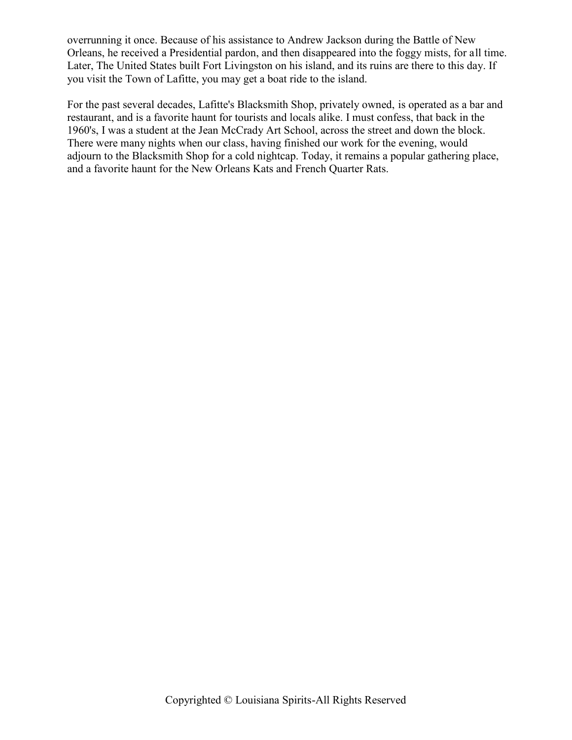overrunning it once. Because of his assistance to Andrew Jackson during the Battle of New Orleans, he received a Presidential pardon, and then disappeared into the foggy mists, for all time. Later, The United States built Fort Livingston on his island, and its ruins are there to this day. If you visit the Town of Lafitte, you may get a boat ride to the island.

For the past several decades, Lafitte's Blacksmith Shop, privately owned, is operated as a bar and restaurant, and is a favorite haunt for tourists and locals alike. I must confess, that back in the 1960's, I was a student at the Jean McCrady Art School, across the street and down the block. There were many nights when our class, having finished our work for the evening, would adjourn to the Blacksmith Shop for a cold nightcap. Today, it remains a popular gathering place, and a favorite haunt for the New Orleans Kats and French Quarter Rats.

Copyrighted © Louisiana Spirits-All Rights Reserved